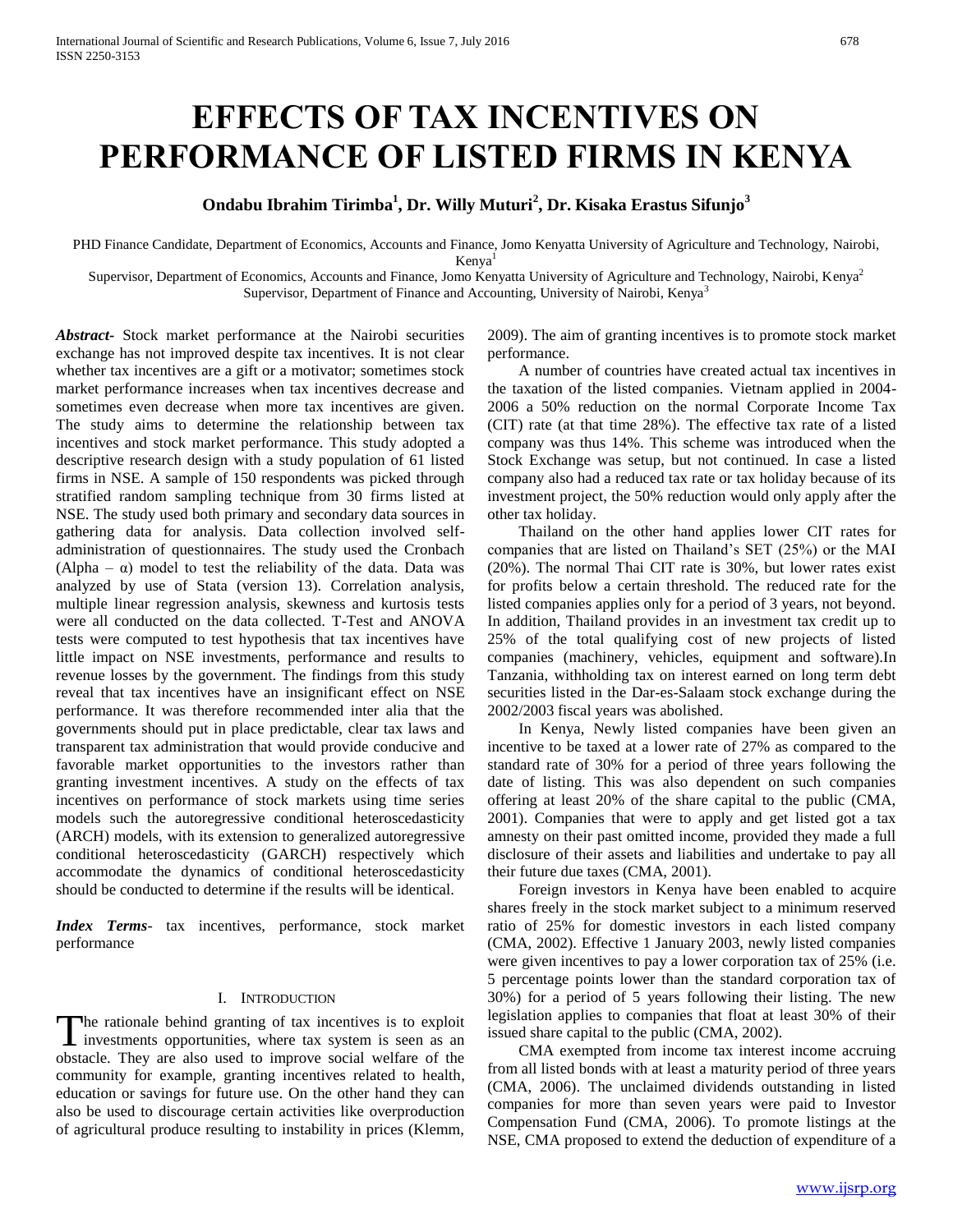# EFFECTS OF TAX INCENTIVES ON PERFORMANCE OF LISTED FIRMS IN KENYA

**Ondabu Ibrahim Tirimba[1], Dr. Willy Muturi[2], Dr. Kisaka Erastus Sifunjo[3]**

PHD Finance Candidate, Department of Economics, Accounts and Finance, Jomo Kenyatta University of Agriculture and Technology, Nairobi, Kenya[1]

Supervisor, Department of Economics, Accounts and Finance, Jomo Kenyatta University of Agriculture and Technology, Nairobi, Kenya[2]

Supervisor, Department of Finance and Accounting, University of Nairobi, Kenya[3]

***Abstract***- Stock market performance at the Nairobi securities exchange has not improved despite tax incentives. It is not clear whether tax incentives are a gift or a motivator; sometimes stock market performance increases when tax incentives decrease and sometimes even decrease when more tax incentives are given. The study aims to determine the relationship between tax incentives and stock market performance. This study adopted a descriptive research design with a study population of 61 listed firms in NSE. A sample of 150 respondents was picked through stratified random sampling technique from 30 firms listed at NSE. The study used both primary and secondary data sources in gathering data for analysis. Data collection involved self-administration of questionnaires. The study used the Cronbach (Alpha – α) model to test the reliability of the data. Data was analyzed by use of Stata (version 13). Correlation analysis, multiple linear regression analysis, skewness and kurtosis tests were all conducted on the data collected. T-Test and ANOVA tests were computed to test hypothesis that tax incentives have little impact on NSE investments, performance and results to revenue losses by the government. The findings from this study reveal that tax incentives have an insignificant effect on NSE performance. It was therefore recommended inter alia that the governments should put in place predictable, clear tax laws and transparent tax administration that would provide conducive and favorable market opportunities to the investors rather than granting investment incentives. A study on the effects of tax incentives on performance of stock markets using time series models such the autoregressive conditional heteroscedasticity (ARCH) models, with its extension to generalized autoregressive conditional heteroscedasticity (GARCH) respectively which accommodate the dynamics of conditional heteroscedasticity should be conducted to determine if the results will be identical.

***Index Terms***- tax incentives, performance, stock market performance

## I. INTRODUCTION

The rationale behind granting of tax incentives is to exploit investments opportunities, where tax system is seen as an obstacle. They are also used to improve social welfare of the community for example, granting incentives related to health, education or savings for future use. On the other hand they can also be used to discourage certain activities like overproduction of agricultural produce resulting to instability in prices (Klemm, 2009). The aim of granting incentives is to promote stock market performance.

A number of countries have created actual tax incentives in the taxation of the listed companies. Vietnam applied in 2004-2006 a 50% reduction on the normal Corporate Income Tax (CIT) rate (at that time 28%). The effective tax rate of a listed company was thus 14%. This scheme was introduced when the Stock Exchange was setup, but not continued. In case a listed company also had a reduced tax rate or tax holiday because of its investment project, the 50% reduction would only apply after the other tax holiday.

Thailand on the other hand applies lower CIT rates for companies that are listed on Thailand's SET (25%) or the MAI (20%). The normal Thai CIT rate is 30%, but lower rates exist for profits below a certain threshold. The reduced rate for the listed companies applies only for a period of 3 years, not beyond. In addition, Thailand provides in an investment tax credit up to 25% of the total qualifying cost of new projects of listed companies (machinery, vehicles, equipment and software).In Tanzania, withholding tax on interest earned on long term debt securities listed in the Dar-es-Salaam stock exchange during the 2002/2003 fiscal years was abolished.

In Kenya, Newly listed companies have been given an incentive to be taxed at a lower rate of 27% as compared to the standard rate of 30% for a period of three years following the date of listing. This was also dependent on such companies offering at least 20% of the share capital to the public (CMA, 2001). Companies that were to apply and get listed got a tax amnesty on their past omitted income, provided they made a full disclosure of their assets and liabilities and undertake to pay all their future due taxes (CMA, 2001).

Foreign investors in Kenya have been enabled to acquire shares freely in the stock market subject to a minimum reserved ratio of 25% for domestic investors in each listed company (CMA, 2002). Effective 1 January 2003, newly listed companies were given incentives to pay a lower corporation tax of 25% (i.e. 5 percentage points lower than the standard corporation tax of 30%) for a period of 5 years following their listing. The new legislation applies to companies that float at least 30% of their issued share capital to the public (CMA, 2002).

CMA exempted from income tax interest income accruing from all listed bonds with at least a maturity period of three years (CMA, 2006). The unclaimed dividends outstanding in listed companies for more than seven years were paid to Investor Compensation Fund (CMA, 2006). To promote listings at the NSE, CMA proposed to extend the deduction of expenditure of a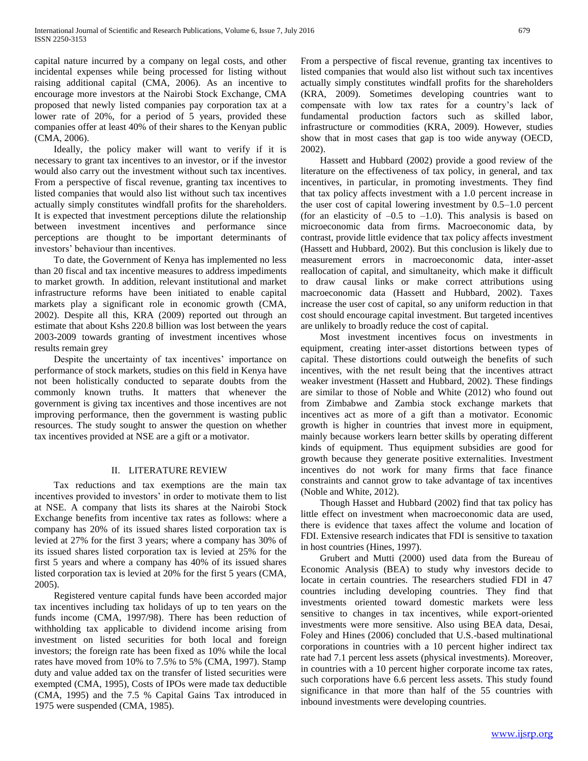capital nature incurred by a company on legal costs, and other incidental expenses while being processed for listing without raising additional capital (CMA, 2006). As an incentive to encourage more investors at the Nairobi Stock Exchange, CMA proposed that newly listed companies pay corporation tax at a lower rate of 20%, for a period of 5 years, provided these companies offer at least 40% of their shares to the Kenyan public (CMA, 2006).

Ideally, the policy maker will want to verify if it is necessary to grant tax incentives to an investor, or if the investor would also carry out the investment without such tax incentives. From a perspective of fiscal revenue, granting tax incentives to listed companies that would also list without such tax incentives actually simply constitutes windfall profits for the shareholders. It is expected that investment perceptions dilute the relationship between investment incentives and performance since perceptions are thought to be important determinants of investors' behaviour than incentives.

To date, the Government of Kenya has implemented no less than 20 fiscal and tax incentive measures to address impediments to market growth. In addition, relevant institutional and market infrastructure reforms have been initiated to enable capital markets play a significant role in economic growth (CMA, 2002). Despite all this, KRA (2009) reported out through an estimate that about Kshs 220.8 billion was lost between the years 2003-2009 towards granting of investment incentives whose results remain grey

Despite the uncertainty of tax incentives' importance on performance of stock markets, studies on this field in Kenya have not been holistically conducted to separate doubts from the commonly known truths. It matters that whenever the government is giving tax incentives and those incentives are not improving performance, then the government is wasting public resources. The study sought to answer the question on whether tax incentives provided at NSE are a gift or a motivator.

## II. LITERATURE REVIEW

Tax reductions and tax exemptions are the main tax incentives provided to investors' in order to motivate them to list at NSE. A company that lists its shares at the Nairobi Stock Exchange benefits from incentive tax rates as follows: where a company has 20% of its issued shares listed corporation tax is levied at 27% for the first 3 years; where a company has 30% of its issued shares listed corporation tax is levied at 25% for the first 5 years and where a company has 40% of its issued shares listed corporation tax is levied at 20% for the first 5 years (CMA, 2005).

Registered venture capital funds have been accorded major tax incentives including tax holidays of up to ten years on the funds income (CMA, 1997/98). There has been reduction of withholding tax applicable to dividend income arising from investment on listed securities for both local and foreign investors; the foreign rate has been fixed as 10% while the local rates have moved from 10% to 7.5% to 5% (CMA, 1997). Stamp duty and value added tax on the transfer of listed securities were exempted (CMA, 1995), Costs of IPOs were made tax deductible (CMA, 1995) and the 7.5 % Capital Gains Tax introduced in 1975 were suspended (CMA, 1985).

From a perspective of fiscal revenue, granting tax incentives to listed companies that would also list without such tax incentives actually simply constitutes windfall profits for the shareholders (KRA, 2009). Sometimes developing countries want to compensate with low tax rates for a country's lack of production factors such as skilled labor, infrastructure or commodities (KRA, 2009). However, studies show that in most cases that gap is too wide anyway (OECD, 2002).

Hassett and Hubbard (2002) provide a good review of the literature on the effectiveness of tax policy, in general, and tax incentives, in particular, in promoting investments. They find that tax policy affects investment with a 1.0 percent increase in the user cost of capital lowering investment by 0.5–1.0 percent (for an elasticity of –0.5 to –1.0). This analysis is based on microeconomic data from firms. Macroeconomic data, by contrast, provide little evidence that tax policy affects investment (Hassett and Hubbard, 2002). But this conclusion is likely due to measurement errors in macroeconomic data, inter-asset reallocation of capital, and simultaneity, which make it difficult to draw causal links or make correct attributions using macroeconomic data (Hassett and Hubbard, 2002). Taxes increase the user cost of capital, so any uniform reduction in that cost should encourage capital investment. But targeted incentives are unlikely to broadly reduce the cost of capital.

Most investment incentives focus on investments in equipment, creating inter-asset distortions between types of capital. These distortions could outweigh the benefits of such incentives, with the net result being that the incentives attract weaker investment (Hassett and Hubbard, 2002). These findings are similar to those of Noble and White (2012) who found out from Zimbabwe and Zambia stock exchange markets that incentives act as more of a gift than a motivator. Economic growth is higher in countries that invest more in equipment, mainly because workers learn better skills by operating different kinds of equipment. Thus equipment subsidies are good for growth because they generate positive externalities. Investment incentives do not work for many firms that face finance constraints and cannot grow to take advantage of tax incentives (Noble and White, 2012).

Though Hasset and Hubbard (2002) find that tax policy has little effect on investment when macroeconomic data are used, there is evidence that taxes affect the volume and location of FDI. Extensive research indicates that FDI is sensitive to taxation in host countries (Hines, 1997).

Grubert and Mutti (2000) used data from the Bureau of Economic Analysis (BEA) to study why investors decide to locate in certain countries. The researchers studied FDI in 47 countries including developing countries. They find that investments oriented toward domestic markets were less sensitive to changes in tax incentives, while export-oriented investments were more sensitive. Also using BEA data, Desai, Foley and Hines (2006) concluded that U.S.-based multinational corporations in countries with a 10 percent higher indirect tax rate had 7.1 percent less assets (physical investments). Moreover, in countries with a 10 percent higher corporate income tax rates, such corporations have 6.6 percent less assets. This study found significance in that more than half of the 55 countries with inbound investments were developing countries.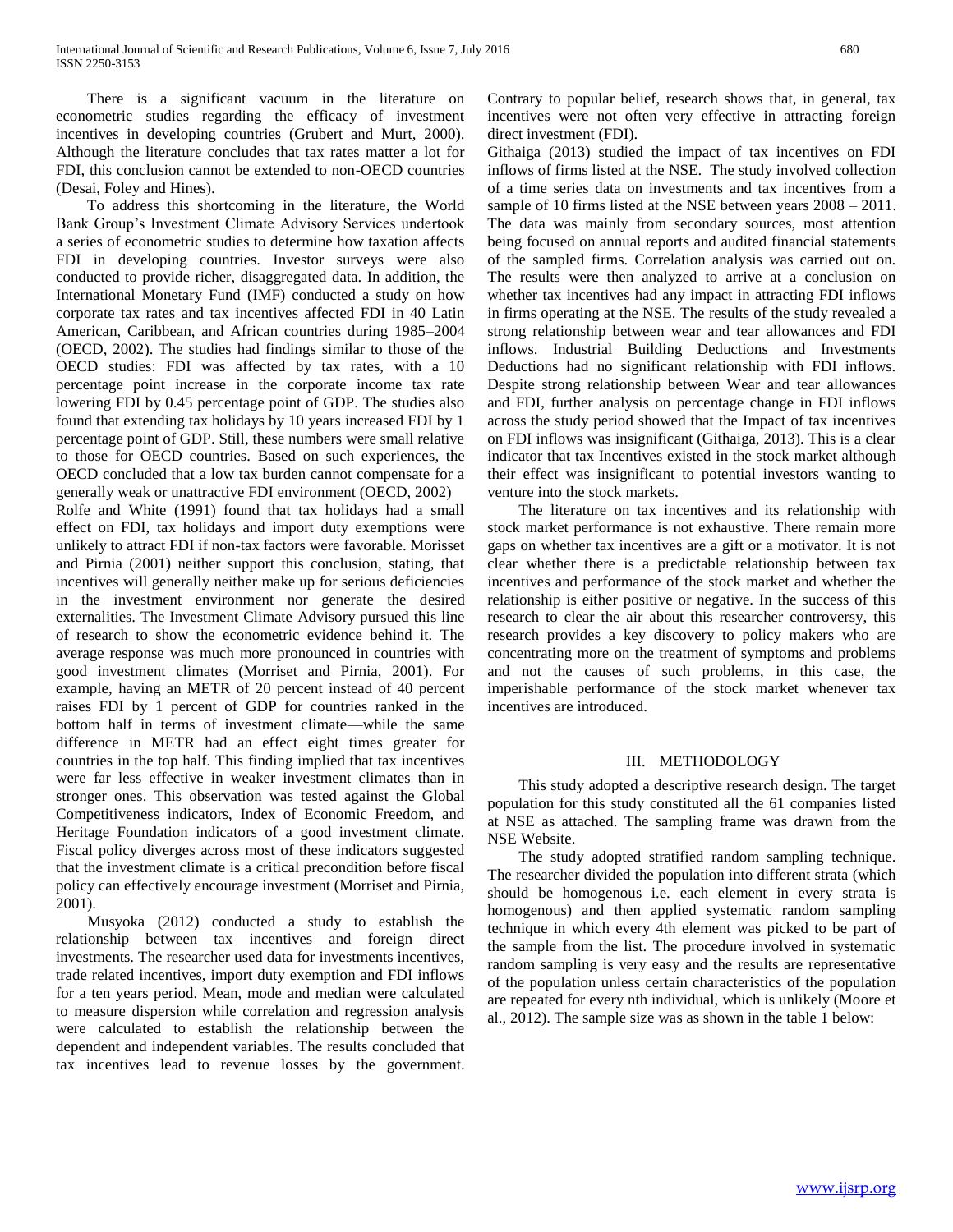There is a significant vacuum in the literature on econometric studies regarding the efficacy of investment incentives in developing countries (Grubert and Murt, 2000). Although the literature concludes that tax rates matter a lot for FDI, this conclusion cannot be extended to non-OECD countries (Desai, Foley and Hines).

To address this shortcoming in the literature, the World Bank Group's Investment Climate Advisory Services undertook a series of econometric studies to determine how taxation affects FDI in developing countries. Investor surveys were also conducted to provide richer, disaggregated data. In addition, the International Monetary Fund (IMF) conducted a study on how corporate tax rates and tax incentives affected FDI in 40 Latin American, Caribbean, and African countries during 1985–2004 (OECD, 2002). The studies had findings similar to those of the OECD studies: FDI was affected by tax rates, with a 10 percentage point increase in the corporate income tax rate lowering FDI by 0.45 percentage point of GDP. The studies also found that extending tax holidays by 10 years increased FDI by 1 percentage point of GDP. Still, these numbers were small relative to those for OECD countries. Based on such experiences, the OECD concluded that a low tax burden cannot compensate for a generally weak or unattractive FDI environment (OECD, 2002)

Rolfe and White (1991) found that tax holidays had a small effect on FDI, tax holidays and import duty exemptions were unlikely to attract FDI if non-tax factors were favorable. Morisset and Pirnia (2001) neither support this conclusion, stating, that incentives will generally neither make up for serious deficiencies in the investment environment nor generate the desired externalities. The Investment Climate Advisory pursued this line of research to show the econometric evidence behind it. The average response was much more pronounced in countries with good investment climates (Morriset and Pirnia, 2001). For example, having an METR of 20 percent instead of 40 percent raises FDI by 1 percent of GDP for countries ranked in the bottom half in terms of investment climate—while the same difference in METR had an effect eight times greater for countries in the top half. This finding implied that tax incentives were far less effective in weaker investment climates than in stronger ones. This observation was tested against the Global Competitiveness indicators, Index of Economic Freedom, and Heritage Foundation indicators of a good investment climate. Fiscal policy diverges across most of these indicators suggested that the investment climate is a critical precondition before fiscal policy can effectively encourage investment (Morriset and Pirnia, 2001).

Musyoka (2012) conducted a study to establish the relationship between tax incentives and foreign direct investments. The researcher used data for investments incentives, trade related incentives, import duty exemption and FDI inflows for a ten years period. Mean, mode and median were calculated to measure dispersion while correlation and regression analysis were calculated to establish the relationship between the dependent and independent variables. The results concluded that tax incentives lead to revenue losses by the government. Contrary to popular belief, research shows that, in general, tax incentives were not often very effective in attracting foreign direct investment (FDI).

Githaiga (2013) studied the impact of tax incentives on FDI inflows of firms listed at the NSE. The study involved collection of a time series data on investments and tax incentives from a sample of 10 firms listed at the NSE between years 2008 – 2011. The data was mainly from secondary sources, most attention being focused on annual reports and audited financial statements of the sampled firms. Correlation analysis was carried out on. The results were then analyzed to arrive at a conclusion on whether tax incentives had any impact in attracting FDI inflows in firms operating at the NSE. The results of the study revealed a strong relationship between wear and tear allowances and FDI inflows. Industrial Building Deductions and Investments Deductions had no significant relationship with FDI inflows. Despite strong relationship between Wear and tear allowances and FDI, further analysis on percentage change in FDI inflows across the study period showed that the Impact of tax incentives on FDI inflows was insignificant (Githaiga, 2013). This is a clear indicator that tax Incentives existed in the stock market although their effect was insignificant to potential investors wanting to venture into the stock markets.

The literature on tax incentives and its relationship with stock market performance is not exhaustive. There remain more gaps on whether tax incentives are a gift or a motivator. It is not clear whether there is a predictable relationship between tax incentives and performance of the stock market and whether the relationship is either positive or negative. In the success of this research to clear the air about this researcher controversy, this research provides a key discovery to policy makers who are concentrating more on the treatment of symptoms and problems and not the causes of such problems, in this case, the imperishable performance of the stock market whenever tax incentives are introduced.

## III. METHODOLOGY

This study adopted a descriptive research design. The target population for this study constituted all the 61 companies listed at NSE as attached. The sampling frame was drawn from the NSE Website.

The study adopted stratified random sampling technique. The researcher divided the population into different strata (which should be homogenous i.e. each element in every strata is homogenous) and then applied systematic random sampling technique in which every 4th element was picked to be part of the sample from the list. The procedure involved in systematic random sampling is very easy and the results are representative of the population unless certain characteristics of the population are repeated for every nth individual, which is unlikely (Moore et al., 2012). The sample size was as shown in the table 1 below: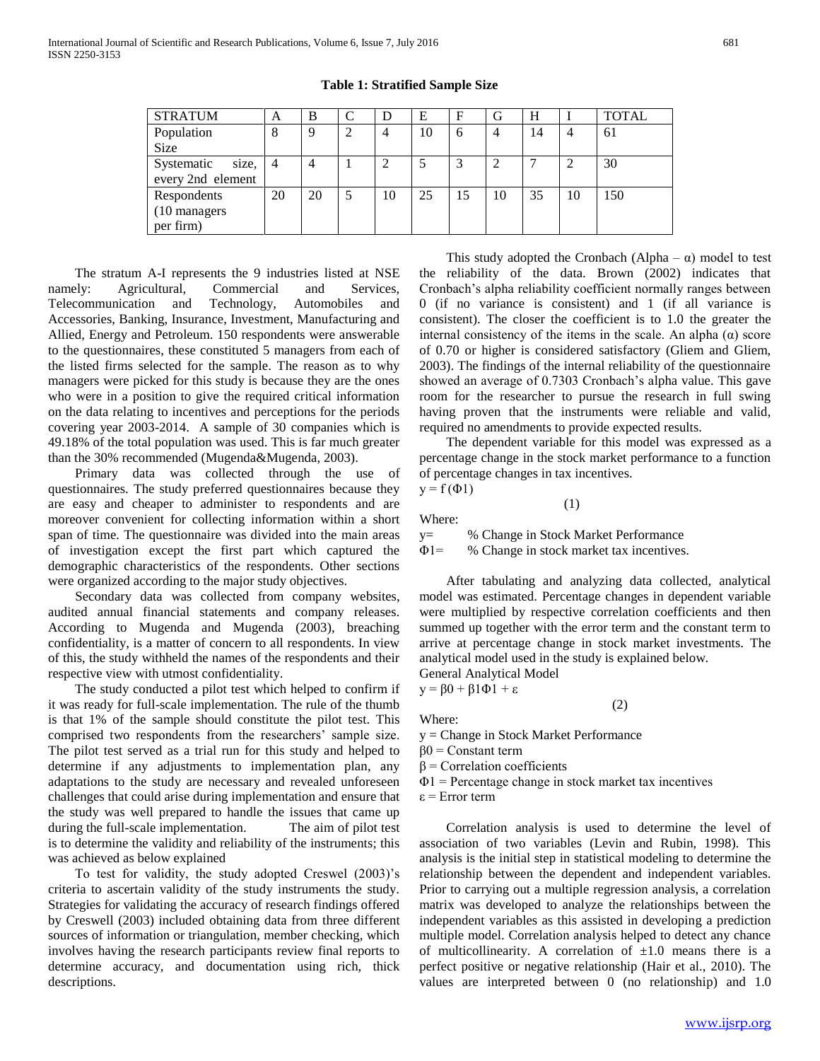**Table 1: Stratified Sample Size**

| STRATUM | A | B | C | D | E | F | G | H | I | TOTAL |
|---|---|---|---|---|---|---|---|---|---|---|
| Population Size | 8 | 9 | 2 | 4 | 10 | 6 | 4 | 14 | 4 | 61 |
| Systematic size, every 2nd element | 4 | 4 | 1 | 2 | 5 | 3 | 2 | 7 | 2 | 30 |
| Respondents (10 managers per firm) | 20 | 20 | 5 | 10 | 25 | 15 | 10 | 35 | 10 | 150 |

The stratum A-I represents the 9 industries listed at NSE namely: Agricultural, Commercial and Services, Telecommunication and Technology, Automobiles and Accessories, Banking, Insurance, Investment, Manufacturing and Allied, Energy and Petroleum. 150 respondents were answerable to the questionnaires, these constituted 5 managers from each of the listed firms selected for the sample. The reason as to why managers were picked for this study is because they are the ones who were in a position to give the required critical information on the data relating to incentives and perceptions for the periods covering year 2003-2014. A sample of 30 companies which is 49.18% of the total population was used. This is far much greater than the 30% recommended (Mugenda&Mugenda, 2003).

Primary data was collected through the use of questionnaires. The study preferred questionnaires because they are easy and cheaper to administer to respondents and are moreover convenient for collecting information within a short span of time. The questionnaire was divided into the main areas of investigation except the first part which captured the demographic characteristics of the respondents. Other sections were organized according to the major study objectives.

Secondary data was collected from company websites, audited annual financial statements and company releases. According to Mugenda and Mugenda (2003), breaching confidentiality, is a matter of concern to all respondents. In view of this, the study withheld the names of the respondents and their respective view with utmost confidentiality.

The study conducted a pilot test which helped to confirm if it was ready for full-scale implementation. The rule of the thumb is that 1% of the sample should constitute the pilot test. This comprised two respondents from the researchers' sample size. The pilot test served as a trial run for this study and helped to determine if any adjustments to implementation plan, any adaptations to the study are necessary and revealed unforeseen challenges that could arise during implementation and ensure that the study was well prepared to handle the issues that came up during the full-scale implementation. The aim of pilot test is to determine the validity and reliability of the instruments; this was achieved as below explained

To test for validity, the study adopted Creswel (2003)'s criteria to ascertain validity of the study instruments the study. Strategies for validating the accuracy of research findings offered by Creswell (2003) included obtaining data from three different sources of information or triangulation, member checking, which involves having the research participants review final reports to determine accuracy, and documentation using rich, thick descriptions.

This study adopted the Cronbach (Alpha – α) model to test the reliability of the data. Brown (2002) indicates that Cronbach's alpha reliability coefficient normally ranges between 0 (if no variance is consistent) and 1 (if all variance is consistent). The closer the coefficient is to 1.0 the greater the internal consistency of the items in the scale. An alpha (α) score of 0.70 or higher is considered satisfactory (Gliem and Gliem, 2003). The findings of the internal reliability of the questionnaire showed an average of 0.7303 Cronbach's alpha value. This gave room for the researcher to pursue the research in full swing having proven that the instruments were reliable and valid, required no amendments to provide expected results.

The dependent variable for this model was expressed as a percentage change in the stock market performance to a function of percentage changes in tax incentives.

$$y = f(\Phi 1) \quad (1)$$

Where:

$y =$ % Change in Stock Market Performance

$\Phi 1 =$ % Change in stock market tax incentives.

After tabulating and analyzing data collected, analytical model was estimated. Percentage changes in dependent variable were multiplied by respective correlation coefficients and then summed up together with the error term and the constant term to arrive at percentage change in stock market investments. The analytical model used in the study is explained below.

General Analytical Model

$$y = \beta 0 + \beta 1\Phi 1 + \varepsilon \quad (2)$$

Where:

$y$ = Change in Stock Market Performance

$\beta 0$ = Constant term

$\beta$ = Correlation coefficients

$\Phi 1$ = Percentage change in stock market tax incentives

$\varepsilon$ = Error term

Correlation analysis is used to determine the level of association of two variables (Levin and Rubin, 1998). This analysis is the initial step in statistical modeling to determine the relationship between the dependent and independent variables. Prior to carrying out a multiple regression analysis, a correlation matrix was developed to analyze the relationships between the independent variables as this assisted in developing a prediction multiple model. Correlation analysis helped to detect any chance of multicollinearity. A correlation of ±1.0 means there is a perfect positive or negative relationship (Hair et al., 2010). The values are interpreted between 0 (no relationship) and 1.0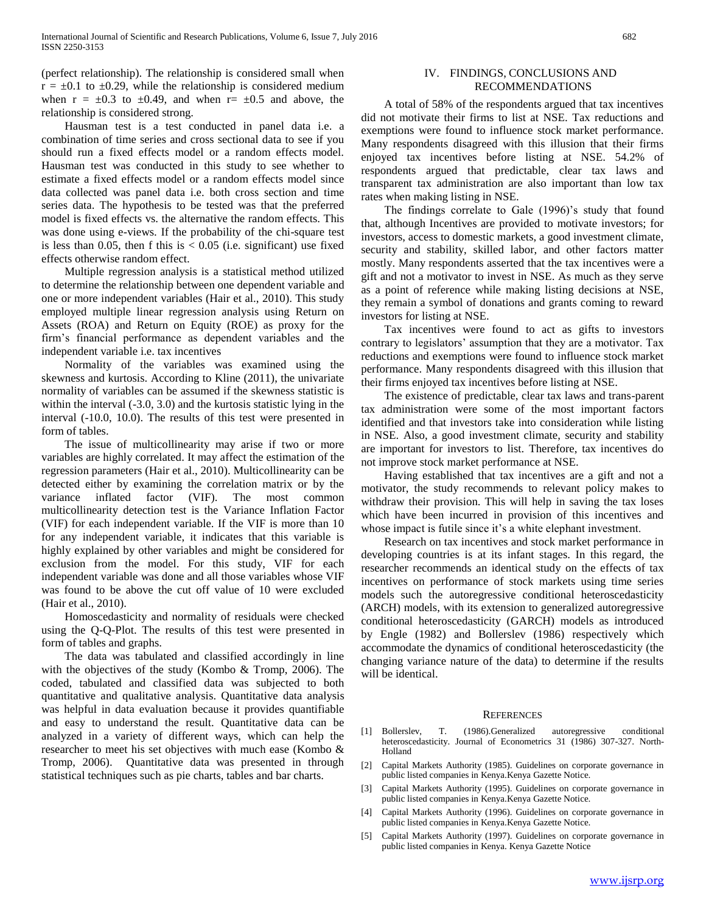(perfect relationship). The relationship is considered small when $r = \pm 0.1$ to $\pm 0.29$, while the relationship is considered medium when $r = \pm 0.3$ to $\pm 0.49$, and when $r = \pm 0.5$ and above, the relationship is considered strong.

Hausman test is a test conducted in panel data i.e. a combination of time series and cross sectional data to see if you should run a fixed effects model or a random effects model. Hausman test was conducted in this study to see whether to estimate a fixed effects model or a random effects model since data collected was panel data i.e. both cross section and time series data. The hypothesis to be tested was that the preferred model is fixed effects vs. the alternative the random effects. This was done using e-views. If the probability of the chi-square test is less than 0.05, then f this is < 0.05 (i.e. significant) use fixed effects otherwise random effect.

Multiple regression analysis is a statistical method utilized to determine the relationship between one dependent variable and one or more independent variables (Hair et al., 2010). This study employed multiple linear regression analysis using Return on Assets (ROA) and Return on Equity (ROE) as proxy for the firm's financial performance as dependent variables and the independent variable i.e. tax incentives

Normality of the variables was examined using the skewness and kurtosis. According to Kline (2011), the univariate normality of variables can be assumed if the skewness statistic is within the interval (-3.0, 3.0) and the kurtosis statistic lying in the interval (-10.0, 10.0). The results of this test were presented in form of tables.

The issue of multicollinearity may arise if two or more variables are highly correlated. It may affect the estimation of the regression parameters (Hair et al., 2010). Multicollinearity can be detected either by examining the correlation matrix or by the variance inflated factor (VIF). The most common multicollinearity detection test is the Variance Inflation Factor (VIF) for each independent variable. If the VIF is more than 10 for any independent variable, it indicates that this variable is highly explained by other variables and might be considered for exclusion from the model. For this study, VIF for each independent variable was done and all those variables whose VIF was found to be above the cut off value of 10 were excluded (Hair et al., 2010).

Homoscedasticity and normality of residuals were checked using the Q-Q-Plot. The results of this test were presented in form of tables and graphs.

The data was tabulated and classified accordingly in line with the objectives of the study (Kombo & Tromp, 2006). The coded, tabulated and classified data was subjected to both quantitative and qualitative analysis. Quantitative data analysis was helpful in data evaluation because it provides quantifiable and easy to understand the result. Quantitative data can be analyzed in a variety of different ways, which can help the researcher to meet his set objectives with much ease (Kombo & Tromp, 2006). Quantitative data was presented in through statistical techniques such as pie charts, tables and bar charts.

## IV. Findings, Conclusions and Recommendations

A total of 58% of the respondents argued that tax incentives did not motivate their firms to list at NSE. Tax reductions and exemptions were found to influence stock market performance. Many respondents disagreed with this illusion that their firms enjoyed tax incentives before listing at NSE. 54.2% of respondents argued that predictable, clear tax laws and transparent tax administration are also important than low tax rates when making listing in NSE.

The findings correlate to Gale (1996)'s study that found that, although Incentives are provided to motivate investors; for investors, access to domestic markets, a good investment climate, security and stability, skilled labor, and other factors matter mostly. Many respondents asserted that the tax incentives were a gift and not a motivator to invest in NSE. As much as they serve as a point of reference while making listing decisions at NSE, they remain a symbol of donations and grants coming to reward investors for listing at NSE.

Tax incentives were found to act as gifts to investors contrary to legislators' assumption that they are a motivator. Tax reductions and exemptions were found to influence stock market performance. Many respondents disagreed with this illusion that their firms enjoyed tax incentives before listing at NSE.

The existence of predictable, clear tax laws and trans-parent tax administration were some of the most important factors identified and that investors take into consideration while listing in NSE. Also, a good investment climate, security and stability are important for investors to list. Therefore, tax incentives do not improve stock market performance at NSE.

Having established that tax incentives are a gift and not a motivator, the study recommends to relevant policy makes to withdraw their provision. This will help in saving the tax loses which have been incurred in provision of this incentives and whose impact is futile since it's a white elephant investment.

Research on tax incentives and stock market performance in developing countries is at its infant stages. In this regard, the researcher recommends an identical study on the effects of tax incentives on performance of stock markets using time series models such the autoregressive conditional heteroscedasticity (ARCH) models, with its extension to generalized autoregressive conditional heteroscedasticity (GARCH) models as introduced by Engle (1982) and Bollerslev (1986) respectively which accommodate the dynamics of conditional heteroscedasticity (the changing variance nature of the data) to determine if the results will be identical.

## References

[1] Bollerslev, T. (1986).Generalized autoregressive conditional heteroscedasticity. Journal of Econometrics 31 (1986) 307-327. North-Holland

[2] Capital Markets Authority (1985). Guidelines on corporate governance in public listed companies in Kenya.Kenya Gazette Notice.

[3] Capital Markets Authority (1995). Guidelines on corporate governance in public listed companies in Kenya.Kenya Gazette Notice.

[4] Capital Markets Authority (1996). Guidelines on corporate governance in public listed companies in Kenya.Kenya Gazette Notice.

[5] Capital Markets Authority (1997). Guidelines on corporate governance in public listed companies in Kenya. Kenya Gazette Notice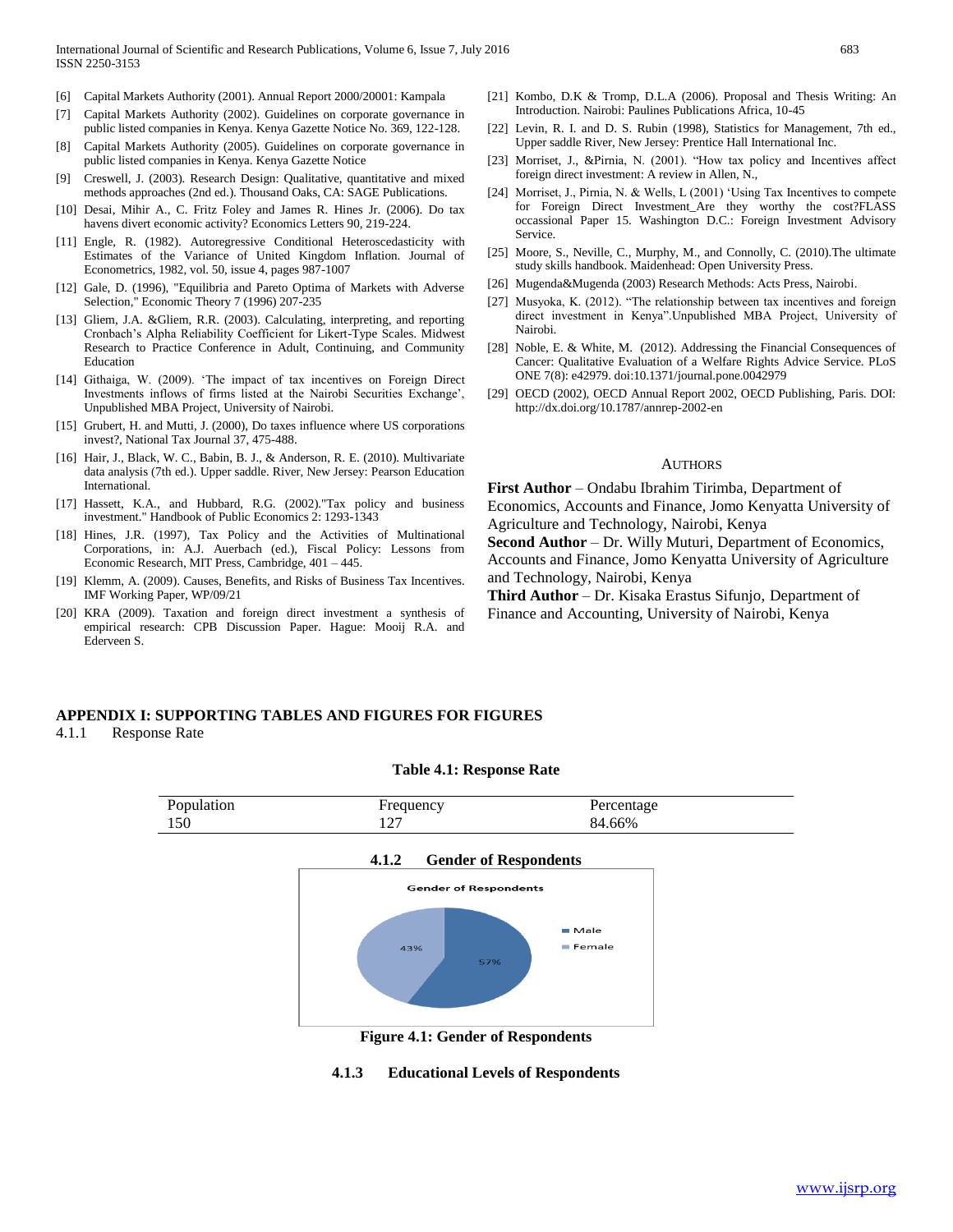[6] Capital Markets Authority (2001). Annual Report 2000/20001: Kampala

[7] Capital Markets Authority (2002). Guidelines on corporate governance in public listed companies in Kenya. Kenya Gazette Notice No. 369, 122-128.

[8] Capital Markets Authority (2005). Guidelines on corporate governance in public listed companies in Kenya. Kenya Gazette Notice

[9] Creswell, J. (2003). Research Design: Qualitative, quantitative and mixed methods approaches (2nd ed.). Thousand Oaks, CA: SAGE Publications.

[10] Desai, Mihir A., C. Fritz Foley and James R. Hines Jr. (2006). Do tax havens divert economic activity? Economics Letters 90, 219-224.

[11] Engle, R. (1982). Autoregressive Conditional Heteroscedasticity with Estimates of the Variance of United Kingdom Inflation. Journal of Econometrics, 1982, vol. 50, issue 4, pages 987-1007

[12] Gale, D. (1996), "Equilibria and Pareto Optima of Markets with Adverse Selection," Economic Theory 7 (1996) 207-235

[13] Gliem, J.A. &Gliem, R.R. (2003). Calculating, interpreting, and reporting Cronbach's Alpha Reliability Coefficient for Likert-Type Scales. Midwest Research to Practice Conference in Adult, Continuing, and Community Education

[14] Githaiga, W. (2009). 'The impact of tax incentives on Foreign Direct Investments inflows of firms listed at the Nairobi Securities Exchange', Unpublished MBA Project, University of Nairobi.

[15] Grubert, H. and Mutti, J. (2000), Do taxes influence where US corporations invest?, National Tax Journal 37, 475-488.

[16] Hair, J., Black, W. C., Babin, B. J., & Anderson, R. E. (2010). Multivariate data analysis (7th ed.). Upper saddle. River, New Jersey: Pearson Education International.

[17] Hassett, K.A., and Hubbard, R.G. (2002)."Tax policy and business investment." Handbook of Public Economics 2: 1293-1343

[18] Hines, J.R. (1997), Tax Policy and the Activities of Multinational Corporations, in: A.J. Auerbach (ed.), Fiscal Policy: Lessons from Economic Research, MIT Press, Cambridge, 401 – 445.

[19] Klemm, A. (2009). Causes, Benefits, and Risks of Business Tax Incentives. IMF Working Paper, WP/09/21

[20] KRA (2009). Taxation and foreign direct investment a synthesis of empirical research: CPB Discussion Paper. Hague: Mooij R.A. and Ederveen S.

[21] Kombo, D.K & Tromp, D.L.A (2006). Proposal and Thesis Writing: An Introduction. Nairobi: Paulines Publications Africa, 10-45

[22] Levin, R. I. and D. S. Rubin (1998), Statistics for Management, 7th ed., Upper saddle River, New Jersey: Prentice Hall International Inc.

[23] Morriset, J., &Pirnia, N. (2001). "How tax policy and Incentives affect foreign direct investment: A review in Allen, N.,

[24] Morriset, J., Pirnia, N. & Wells, L (2001) 'Using Tax Incentives to compete for Foreign Direct Investment_Are they worthy the cost?FLASS occassional Paper 15. Washington D.C.: Foreign Investment Advisory Service.

[25] Moore, S., Neville, C., Murphy, M., and Connolly, C. (2010).The ultimate study skills handbook. Maidenhead: Open University Press.

[26] Mugenda&Mugenda (2003) Research Methods: Acts Press, Nairobi.

[27] Musyoka, K. (2012). "The relationship between tax incentives and foreign direct investment in Kenya".Unpublished MBA Project, University of Nairobi.

[28] Noble, E. & White, M. (2012). Addressing the Financial Consequences of Cancer: Qualitative Evaluation of a Welfare Rights Advice Service. PLoS ONE 7(8): e42979. doi:10.1371/journal.pone.0042979

[29] OECD (2002), OECD Annual Report 2002, OECD Publishing, Paris. DOI: http://dx.doi.org/10.1787/annrep-2002-en

## AUTHORS

**First Author** – Ondabu Ibrahim Tirimba, Department of Economics, Accounts and Finance, Jomo Kenyatta University of Agriculture and Technology, Nairobi, Kenya

**Second Author** – Dr. Willy Muturi, Department of Economics, Accounts and Finance, Jomo Kenyatta University of Agriculture and Technology, Nairobi, Kenya

**Third Author** – Dr. Kisaka Erastus Sifunjo, Department of Finance and Accounting, University of Nairobi, Kenya

## APPENDIX I: SUPPORTING TABLES AND FIGURES FOR FIGURES

### 4.1.1 Response Rate

**Table 4.1: Response Rate**

| Population | Frequency | Percentage |
|---|---|---|
| 150 | 127 | 84.66% |

### 4.1.2 Gender of Respondents

Gender of Respondents

| Gender | Percentage |
|---|---|
| Male | 57% |
| Female | 43% |

**Figure 4.1: Gender of Respondents**

### 4.1.3 Educational Levels of Respondents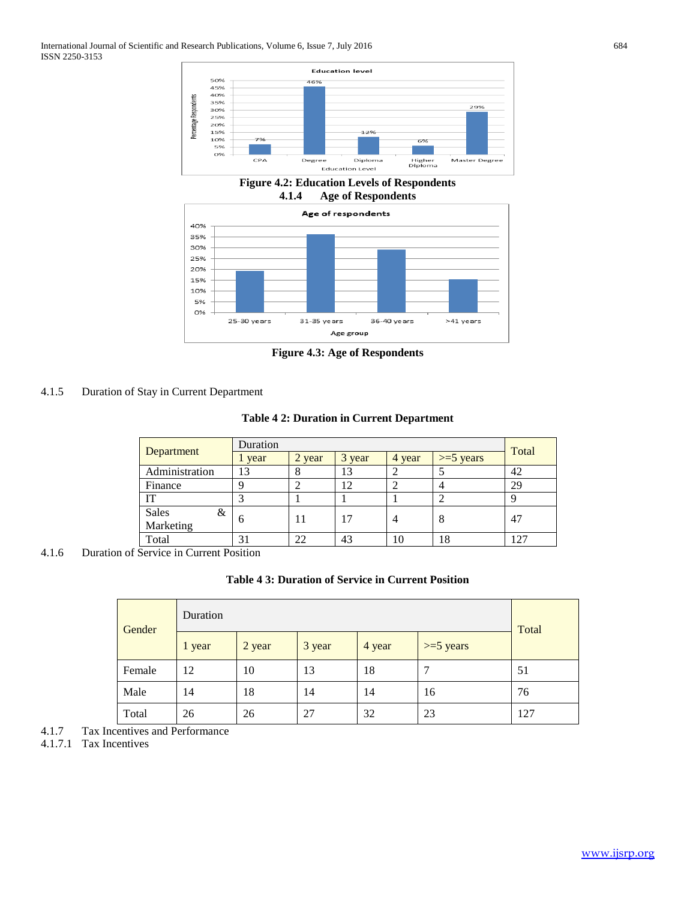Figure 4.2: Education Levels of Respondents

### 4.1.4 Age of Respondents

Figure 4.3: Age of Respondents

### 4.1.5 Duration of Stay in Current Department

**Table 4 2: Duration in Current Department**

| Department | Duration | | | | | Total |
|---|---|---|---|---|---|---|
| | 1 year | 2 year | 3 year | 4 year | >=5 years | |
| Administration | 13 | 8 | 13 | 2 | 5 | 42 |
| Finance | 9 | 2 | 12 | 2 | 4 | 29 |
| IT | 3 | 1 | 1 | 1 | 2 | 9 |
| Sales & Marketing | 6 | 11 | 17 | 4 | 8 | 47 |
| Total | 31 | 22 | 43 | 10 | 18 | 127 |

### 4.1.6 Duration of Service in Current Position

**Table 4 3: Duration of Service in Current Position**

| Gender | Duration | | | | | Total |
|---|---|---|---|---|---|---|
| | 1 year | 2 year | 3 year | 4 year | >=5 years | |
| Female | 12 | 10 | 13 | 18 | 7 | 51 |
| Male | 14 | 18 | 14 | 14 | 16 | 76 |
| Total | 26 | 26 | 27 | 32 | 23 | 127 |

### 4.1.7 Tax Incentives and Performance

#### 4.1.7.1 Tax Incentives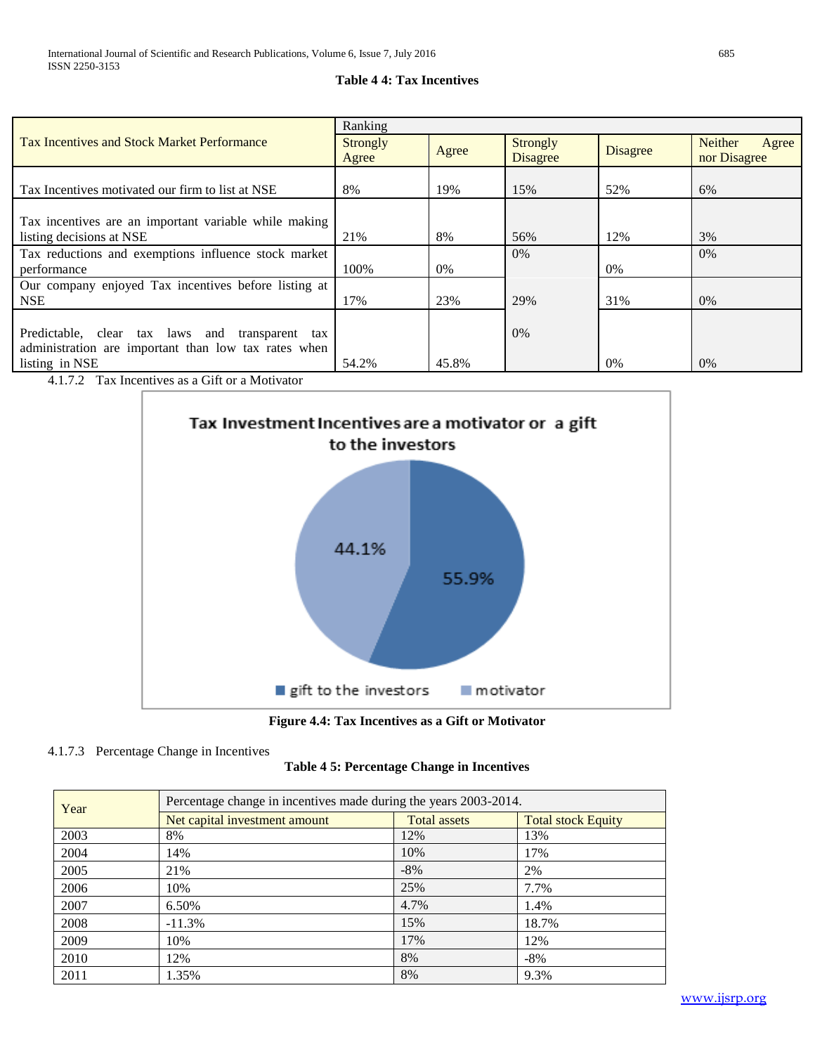**Table 4 4: Tax Incentives**

| Tax Incentives and Stock Market Performance | Ranking | | | | |
|---|---|---|---|---|---|
| | Strongly Agree | Agree | Strongly Disagree | Disagree | Neither Agree nor Disagree |
| Tax Incentives motivated our firm to list at NSE | 8% | 19% | 15% | 52% | 6% |
| Tax incentives are an important variable while making listing decisions at NSE | 21% | 8% | 56% | 12% | 3% |
| Tax reductions and exemptions influence stock market performance | 100% | 0% | 0% | 0% | 0% |
| Our company enjoyed Tax incentives before listing at NSE | 17% | 23% | 29% | 31% | 0% |
| Predictable, clear tax laws and transparent tax administration are important than low tax rates when listing in NSE | 54.2% | 45.8% | 0% | 0% | 0% |

4.1.7.2 Tax Incentives as a Gift or a Motivator

Figure 4.4: Tax Incentives as a Gift or Motivator

4.1.7.3 Percentage Change in Incentives

**Table 4 5: Percentage Change in Incentives**

| Year | Percentage change in incentives made during the years 2003-2014. | | |
|---|---|---|---|
| | Net capital investment amount | Total assets | Total stock Equity |
| 2003 | 8% | 12% | 13% |
| 2004 | 14% | 10% | 17% |
| 2005 | 21% | -8% | 2% |
| 2006 | 10% | 25% | 7.7% |
| 2007 | 6.50% | 4.7% | 1.4% |
| 2008 | -11.3% | 15% | 18.7% |
| 2009 | 10% | 17% | 12% |
| 2010 | 12% | 8% | -8% |
| 2011 | 1.35% | 8% | 9.3% |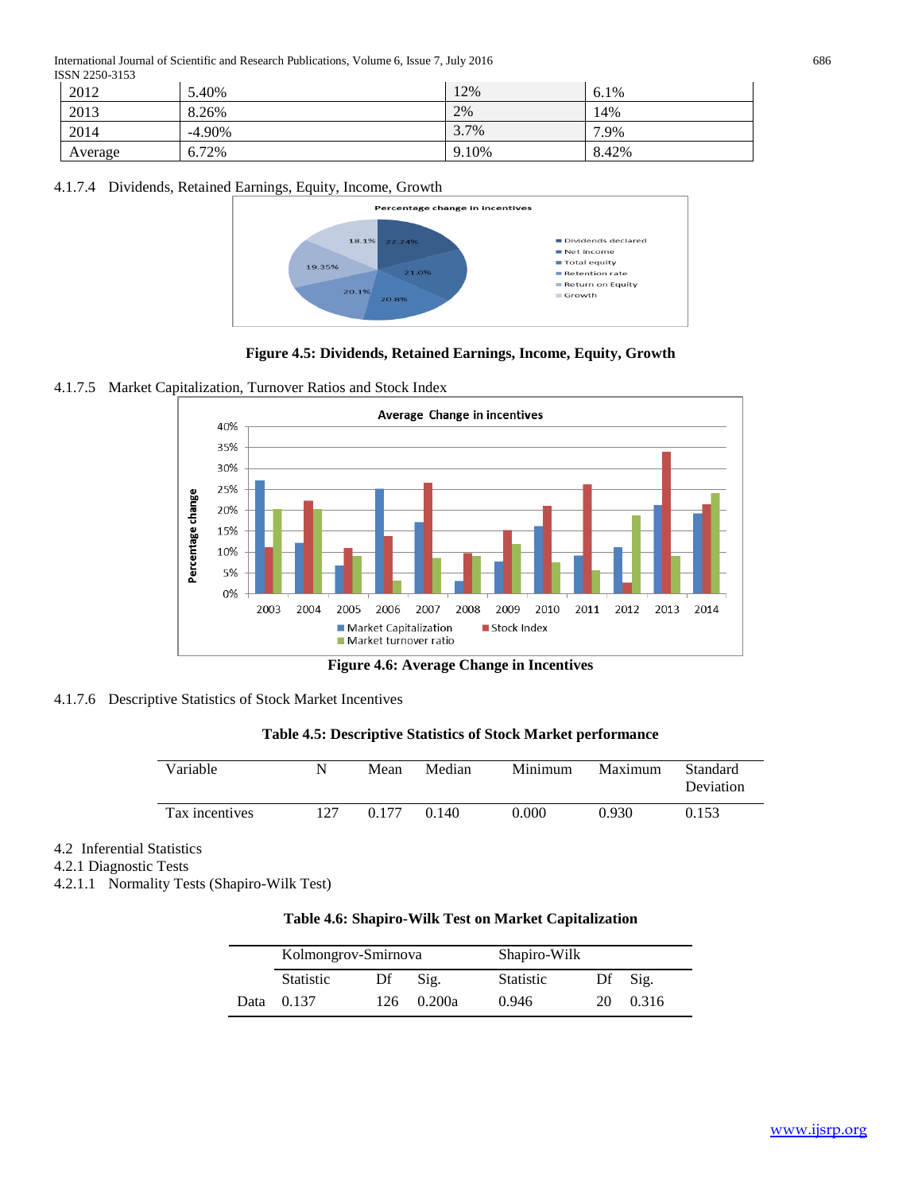| 2012 | 5.40% | 12% | 6.1% |
|---|---|---|---|
| 2013 | 8.26% | 2% | 14% |
| 2014 | -4.90% | 3.7% | 7.9% |
| Average | 6.72% | 9.10% | 8.42% |

4.1.7.4 Dividends, Retained Earnings, Equity, Income, Growth

**Figure 4.5: Dividends, Retained Earnings, Income, Equity, Growth**

4.1.7.5 Market Capitalization, Turnover Ratios and Stock Index

**Figure 4.6: Average Change in Incentives**

4.1.7.6 Descriptive Statistics of Stock Market Incentives

**Table 4.5: Descriptive Statistics of Stock Market performance**

| Variable | N | Mean | Median | Minimum | Maximum | Standard Deviation |
|---|---|---|---|---|---|---|
| Tax incentives | 127 | 0.177 | 0.140 | 0.000 | 0.930 | 0.153 |

## 4.2 Inferential Statistics

### 4.2.1 Diagnostic Tests

#### 4.2.1.1 Normality Tests (Shapiro-Wilk Test)

**Table 4.6: Shapiro-Wilk Test on Market Capitalization**

| | Kolmongrov-Smirnova | | | Shapiro-Wilk | | |
|---|---|---|---|---|---|---|
| | Statistic | Df | Sig. | Statistic | Df | Sig. |
| Data | 0.137 | 126 | 0.200a | 0.946 | 20 | 0.316 |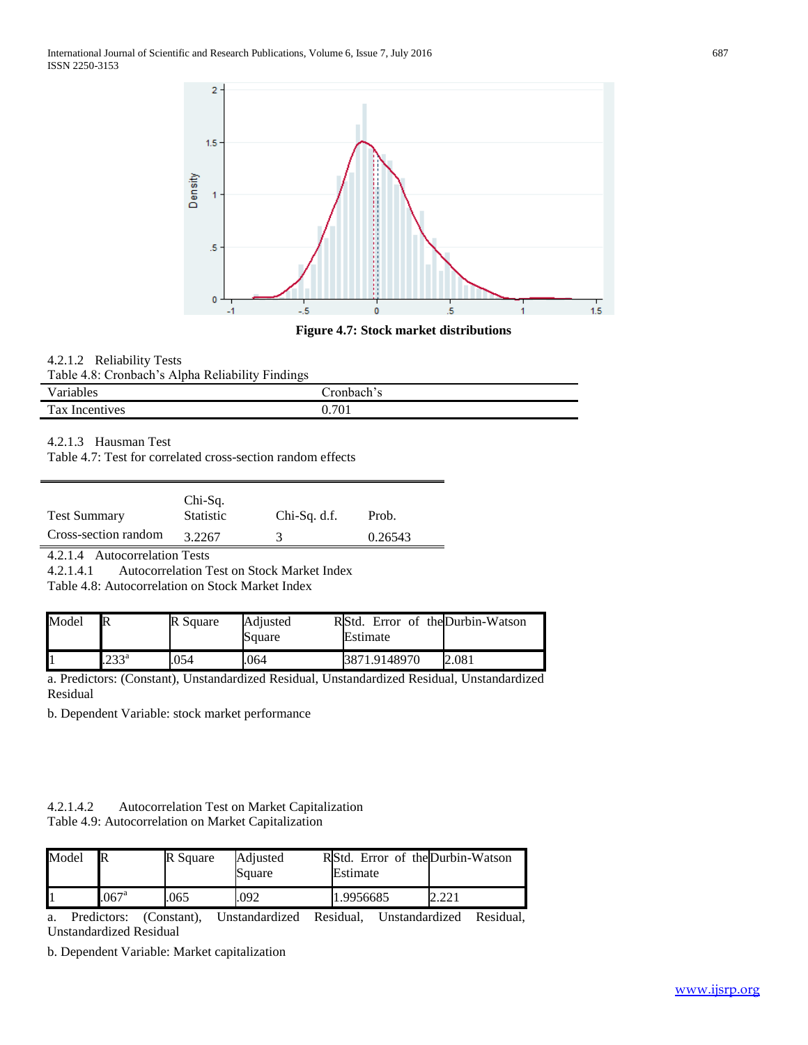**Figure 4.7: Stock market distributions**

4.2.1.2 Reliability Tests

Table 4.8: Cronbach's Alpha Reliability Findings

| Variables | Cronbach's |
|---|---|
| Tax Incentives | 0.701 |

4.2.1.3 Hausman Test

Table 4.7: Test for correlated cross-section random effects

| Test Summary | Chi-Sq. Statistic | Chi-Sq. d.f. | Prob. |
|---|---|---|---|
| Cross-section random | 3.2267 | 3 | 0.26543 |

4.2.1.4 Autocorrelation Tests

4.2.1.4.1 Autocorrelation Test on Stock Market Index

Table 4.8: Autocorrelation on Stock Market Index

| Model | R | R Square | Adjusted R Square | Std. Error of the Estimate | Durbin-Watson |
|---|---|---|---|---|---|
| 1 | .233[a] | .054 | .064 | 3871.9148970 | 2.081 |

a. Predictors: (Constant), Unstandardized Residual, Unstandardized Residual, Unstandardized Residual

b. Dependent Variable: stock market performance

4.2.1.4.2 Autocorrelation Test on Market Capitalization

Table 4.9: Autocorrelation on Market Capitalization

| Model | R | R Square | Adjusted R Square | Std. Error of the Estimate | Durbin-Watson |
|---|---|---|---|---|---|
| 1 | .067[a] | .065 | .092 | 1.9956685 | 2.221 |

a. Predictors: (Constant), Unstandardized Residual, Unstandardized Residual, Unstandardized Residual

b. Dependent Variable: Market capitalization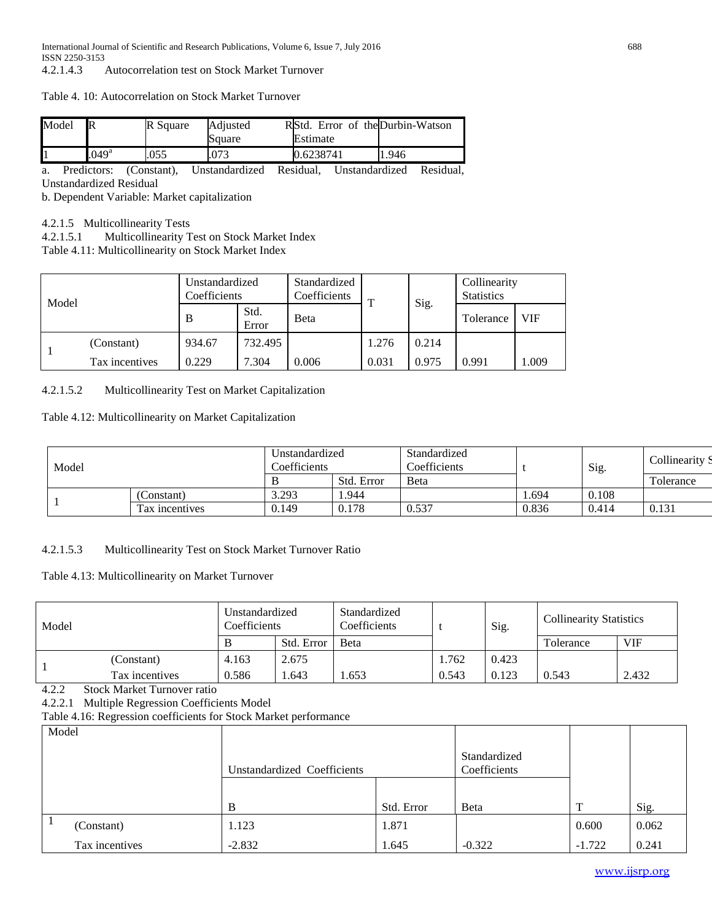4.2.1.4.3 Autocorrelation test on Stock Market Turnover

Table 4. 10: Autocorrelation on Stock Market Turnover

| Model | R | R Square | Adjusted R Square | Std. Error of the Estimate | Durbin-Watson |
|---|---|---|---|---|---|
| 1 | .049[a] | .055 | .073 | 0.6238741 | 1.946 |

a. Predictors: (Constant), Unstandardized Residual, Unstandardized Residual, Unstandardized Residual

b. Dependent Variable: Market capitalization

4.2.1.5 Multicollinearity Tests

4.2.1.5.1 Multicollinearity Test on Stock Market Index

Table 4.11: Multicollinearity on Stock Market Index

| Model | | Unstandardized Coefficients | | Standardized Coefficients | T | Sig. | Collinearity Statistics | |
|---|---|---|---|---|---|---|---|---|
| | | B | Std. Error | Beta | | | Tolerance | VIF |
| 1 | (Constant) | 934.67 | 732.495 | | 1.276 | 0.214 | | |
| | Tax incentives | 0.229 | 7.304 | 0.006 | 0.031 | 0.975 | 0.991 | 1.009 |

4.2.1.5.2 Multicollinearity Test on Market Capitalization

Table 4.12: Multicollinearity on Market Capitalization

| Model | | Unstandardized Coefficients | | Standardized Coefficients | t | Sig. | Collinearity S |
|---|---|---|---|---|---|---|---|
| | | B | Std. Error | Beta | | | Tolerance |
| 1 | (Constant) | 3.293 | 1.944 | | 1.694 | 0.108 | |
| | Tax incentives | 0.149 | 0.178 | 0.537 | 0.836 | 0.414 | 0.131 |

4.2.1.5.3 Multicollinearity Test on Stock Market Turnover Ratio

Table 4.13: Multicollinearity on Market Turnover

| Model | | Unstandardized Coefficients | | Standardized Coefficients | t | Sig. | Collinearity Statistics | |
|---|---|---|---|---|---|---|---|---|
| | | B | Std. Error | Beta | | | Tolerance | VIF |
| 1 | (Constant) | 4.163 | 2.675 | | 1.762 | 0.423 | | |
| | Tax incentives | 0.586 | 1.643 | 1.653 | 0.543 | 0.123 | 0.543 | 2.432 |

4.2.2 Stock Market Turnover ratio

4.2.2.1 Multiple Regression Coefficients Model

Table 4.16: Regression coefficients for Stock Market performance

| Model | | Unstandardized Coefficients | | Standardized Coefficients | | |
|---|---|---|---|---|---|---|
| | | B | Std. Error | Beta | T | Sig. |
| 1 | (Constant) | 1.123 | 1.871 | | 0.600 | 0.062 |
| | Tax incentives | -2.832 | 1.645 | -0.322 | -1.722 | 0.241 |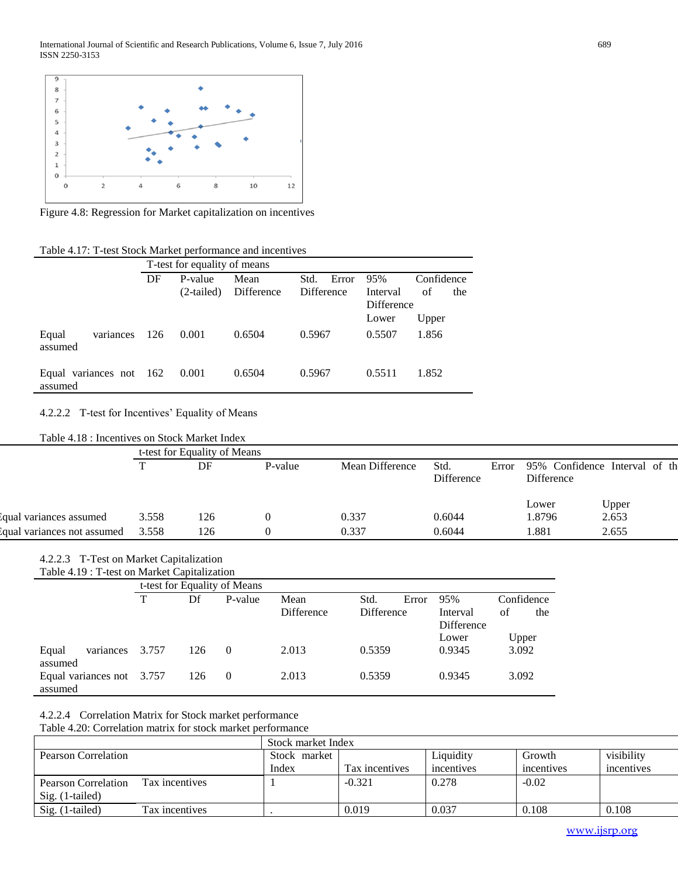Figure 4.8: Regression for Market capitalization on incentives

Table 4.17: T-test Stock Market performance and incentives

| | T-test for equality of means | | | | | |
|---|---|---|---|---|---|---|
| | DF | P-value (2-tailed) | Mean Difference | Std. Error Difference | 95% Confidence Interval of the Difference | |
| | | | | | Lower | Upper |
| Equal variances assumed | 126 | 0.001 | 0.6504 | 0.5967 | 0.5507 | 1.856 |
| Equal variances not assumed | 162 | 0.001 | 0.6504 | 0.5967 | 0.5511 | 1.852 |

4.2.2.2 T-test for Incentives' Equality of Means

Table 4.18 : Incentives on Stock Market Index

| | t-test for Equality of Means | | | | | | |
|---|---|---|---|---|---|---|---|
| | T | DF | P-value | Mean Difference | Std. Error Difference | 95% Confidence Interval of the Difference | |
| | | | | | | Lower | Upper |
| Equal variances assumed | 3.558 | 126 | 0 | 0.337 | 0.6044 | 1.8796 | 2.653 |
| Equal variances not assumed | 3.558 | 126 | 0 | 0.337 | 0.6044 | 1.881 | 2.655 |

4.2.2.3 T-Test on Market Capitalization

Table 4.19 : T-test on Market Capitalization

| | t-test for Equality of Means | | | | | | |
|---|---|---|---|---|---|---|---|
| | T | Df | P-value | Mean Difference | Std. Error Difference | 95% Confidence Interval of the Difference | |
| | | | | | | Lower | Upper |
| Equal variances assumed | 3.757 | 126 | 0 | 2.013 | 0.5359 | 0.9345 | 3.092 |
| Equal variances not assumed | 3.757 | 126 | 0 | 2.013 | 0.5359 | 0.9345 | 3.092 |

4.2.2.4 Correlation Matrix for Stock market performance

Table 4.20: Correlation matrix for stock market performance

| Pearson Correlation | | Stock market Index | | | | |
|---|---|---|---|---|---|---|
| | | Stock market Index | Tax incentives | Liquidity incentives | Growth incentives | visibility incentives |
| Pearson Correlation Sig. (1-tailed) | Tax incentives | 1 | -0.321 | 0.278 | -0.02 | |
| Sig. (1-tailed) | Tax incentives | . | 0.019 | 0.037 | 0.108 | 0.108 |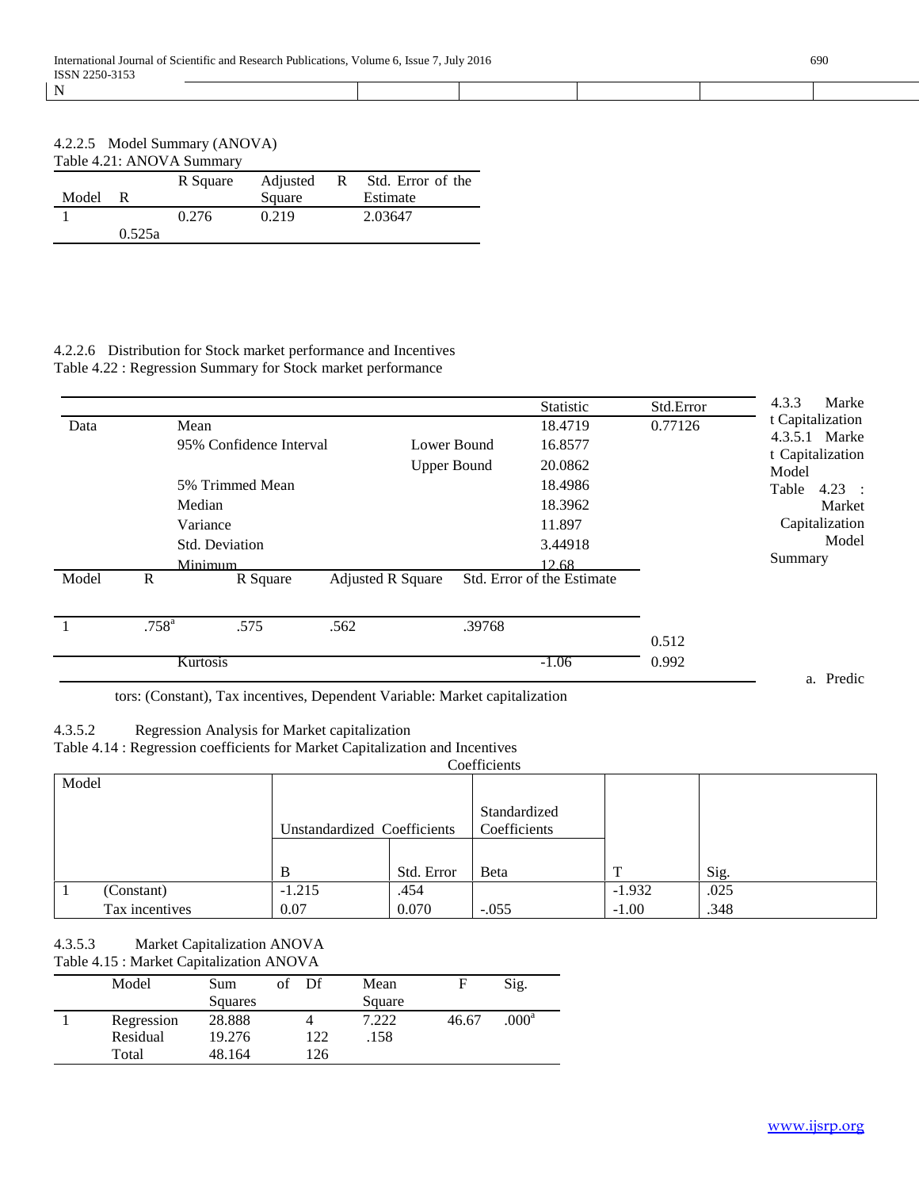| N | | | | | |
|---|---|---|---|---|---|

4.2.2.5 Model Summary (ANOVA)

Table 4.21: ANOVA Summary

| Model | R | R Square | Adjusted R Square | Std. Error of the Estimate |
|---|---|---|---|---|
| 1 | 0.525a | 0.276 | 0.219 | 2.03647 |

4.2.2.6 Distribution for Stock market performance and Incentives

Table 4.22 : Regression Summary for Stock market performance

| | | | Statistic | Std.Error |
|---|---|---|---|---|
| Data | Mean | | 18.4719 | 0.77126 |
| | 95% Confidence Interval | Lower Bound | 16.8577 | |
| | | Upper Bound | 20.0862 | |
| | 5% Trimmed Mean | | 18.4986 | |
| | Median | | 18.3962 | |
| | Variance | | 11.897 | |
| | Std. Deviation | | 3.44918 | |
| | Minimum | | 12.68 | |
| | | | | 0.512 |
| | Kurtosis | | -1.06 | 0.992 |

4.3.3 Market Capitalization

4.3.5.1 Market Capitalization Model

Table 4.23 : Market Capitalization Model Summary

| Model | R | R Square | Adjusted R Square | Std. Error of the Estimate |
|---|---|---|---|---|
| 1 | .758[a] | .575 | .562 | .39768 |

a. Predictors: (Constant), Tax incentives, Dependent Variable: Market capitalization

4.3.5.2 Regression Analysis for Market capitalization

Table 4.14 : Regression coefficients for Market Capitalization and Incentives

Coefficients

| Model | | Unstandardized Coefficients | | Standardized Coefficients | | |
|---|---|---|---|---|---|---|
| | | B | Std. Error | Beta | T | Sig. |
| 1 | (Constant) | -1.215 | .454 | | -1.932 | .025 |
| | Tax incentives | 0.07 | 0.070 | -.055 | -1.00 | .348 |

4.3.5.3 Market Capitalization ANOVA

Table 4.15 : Market Capitalization ANOVA

| | Model | Sum of Squares | Df | Mean Square | F | Sig. |
|---|---|---|---|---|---|---|
| 1 | Regression | 28.888 | 4 | 7.222 | 46.67 | .000[a] |
| | Residual | 19.276 | 122 | .158 | | |
| | Total | 48.164 | 126 | | | |